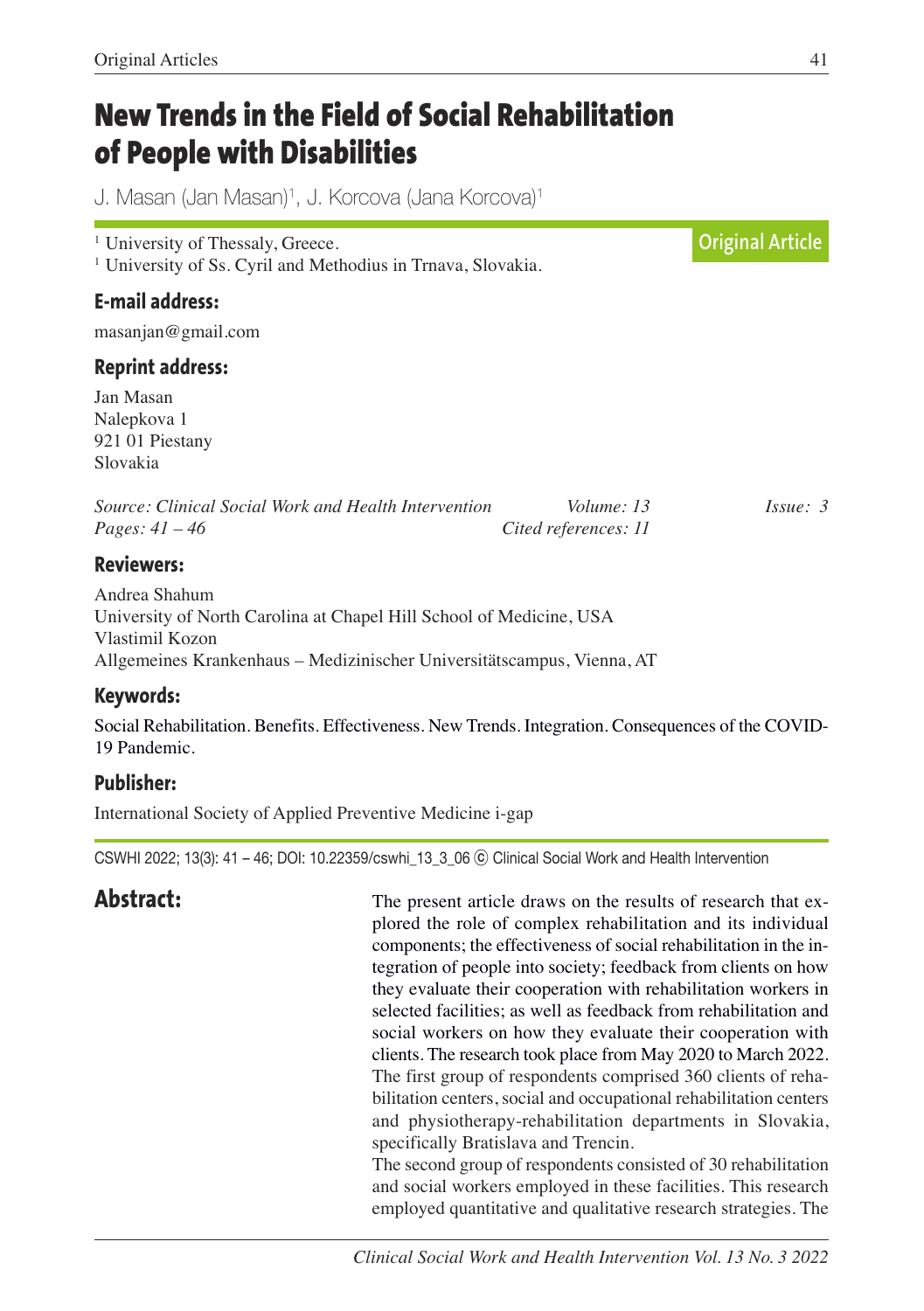# New Trends in the Field of Social Rehabilitation of People with Disabilities

J. Masan (Jan Masan)[1], J. Korcova (Jana Korcova)[1]

[1] University of Thessaly, Greece.
[1] University of Ss. Cyril and Methodius in Trnava, Slovakia.

**Original Article**

### E-mail address:

masanjan@gmail.com

### Reprint address:

Jan Masan
Nalepkova 1
921 01 Piestany
Slovakia

*Source: Clinical Social Work and Health Intervention* *Volume: 13* *Issue: 3*
*Pages: 41 – 46* *Cited references: 11*

### Reviewers:

Andrea Shahum
University of North Carolina at Chapel Hill School of Medicine, USA
Vlastimil Kozon
Allgemeines Krankenhaus – Medizinischer Universitätscampus, Vienna, AT

### Keywords:

Social Rehabilitation. Benefits. Effectiveness. New Trends. Integration. Consequences of the COVID-19 Pandemic.

### Publisher:

International Society of Applied Preventive Medicine i-gap

CSWHI 2022; 13(3): 41 – 46; DOI: 10.22359/cswhi_13_3_06 Ⓒ Clinical Social Work and Health Intervention

## Abstract:

The present article draws on the results of research that explored the role of complex rehabilitation and its individual components; the effectiveness of social rehabilitation in the integration of people into society; feedback from clients on how they evaluate their cooperation with rehabilitation workers in selected facilities; as well as feedback from rehabilitation and social workers on how they evaluate their cooperation with clients. The research took place from May 2020 to March 2022. The first group of respondents comprised 360 clients of rehabilitation centers, social and occupational rehabilitation centers and physiotherapy-rehabilitation departments in Slovakia, specifically Bratislava and Trencin.

The second group of respondents consisted of 30 rehabilitation and social workers employed in these facilities. This research employed quantitative and qualitative research strategies. The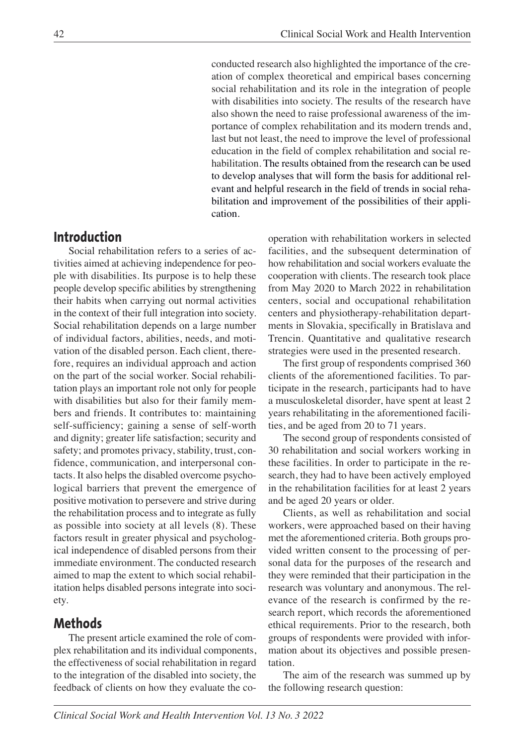conducted research also highlighted the importance of the creation of complex theoretical and empirical bases concerning social rehabilitation and its role in the integration of people with disabilities into society. The results of the research have also shown the need to raise professional awareness of the importance of complex rehabilitation and its modern trends and, last but not least, the need to improve the level of professional education in the field of complex rehabilitation and social rehabilitation. The results obtained from the research can be used to develop analyses that will form the basis for additional relevant and helpful research in the field of trends in social rehabilitation and improvement of the possibilities of their application.

## Introduction

Social rehabilitation refers to a series of activities aimed at achieving independence for people with disabilities. Its purpose is to help these people develop specific abilities by strengthening their habits when carrying out normal activities in the context of their full integration into society. Social rehabilitation depends on a large number of individual factors, abilities, needs, and motivation of the disabled person. Each client, therefore, requires an individual approach and action on the part of the social worker. Social rehabilitation plays an important role not only for people with disabilities but also for their family members and friends. It contributes to: maintaining self-sufficiency; gaining a sense of self-worth and dignity; greater life satisfaction; security and safety; and promotes privacy, stability, trust, confidence, communication, and interpersonal contacts. It also helps the disabled overcome psychological barriers that prevent the emergence of positive motivation to persevere and strive during the rehabilitation process and to integrate as fully as possible into society at all levels (8). These factors result in greater physical and psychological independence of disabled persons from their immediate environment. The conducted research aimed to map the extent to which social rehabilitation helps disabled persons integrate into society.

## Methods

The present article examined the role of complex rehabilitation and its individual components, the effectiveness of social rehabilitation in regard to the integration of the disabled into society, the feedback of clients on how they evaluate the cooperation with rehabilitation workers in selected facilities, and the subsequent determination of how rehabilitation and social workers evaluate the cooperation with clients. The research took place from May 2020 to March 2022 in rehabilitation centers, social and occupational rehabilitation centers and physiotherapy-rehabilitation departments in Slovakia, specifically in Bratislava and Trencin. Quantitative and qualitative research strategies were used in the presented research.

The first group of respondents comprised 360 clients of the aforementioned facilities. To participate in the research, participants had to have a musculoskeletal disorder, have spent at least 2 years rehabilitating in the aforementioned facilities, and be aged from 20 to 71 years.

The second group of respondents consisted of 30 rehabilitation and social workers working in these facilities. In order to participate in the research, they had to have been actively employed in the rehabilitation facilities for at least 2 years and be aged 20 years or older.

Clients, as well as rehabilitation and social workers, were approached based on their having met the aforementioned criteria. Both groups provided written consent to the processing of personal data for the purposes of the research and they were reminded that their participation in the research was voluntary and anonymous. The relevance of the research is confirmed by the research report, which records the aforementioned ethical requirements. Prior to the research, both groups of respondents were provided with information about its objectives and possible presentation.

The aim of the research was summed up by the following research question: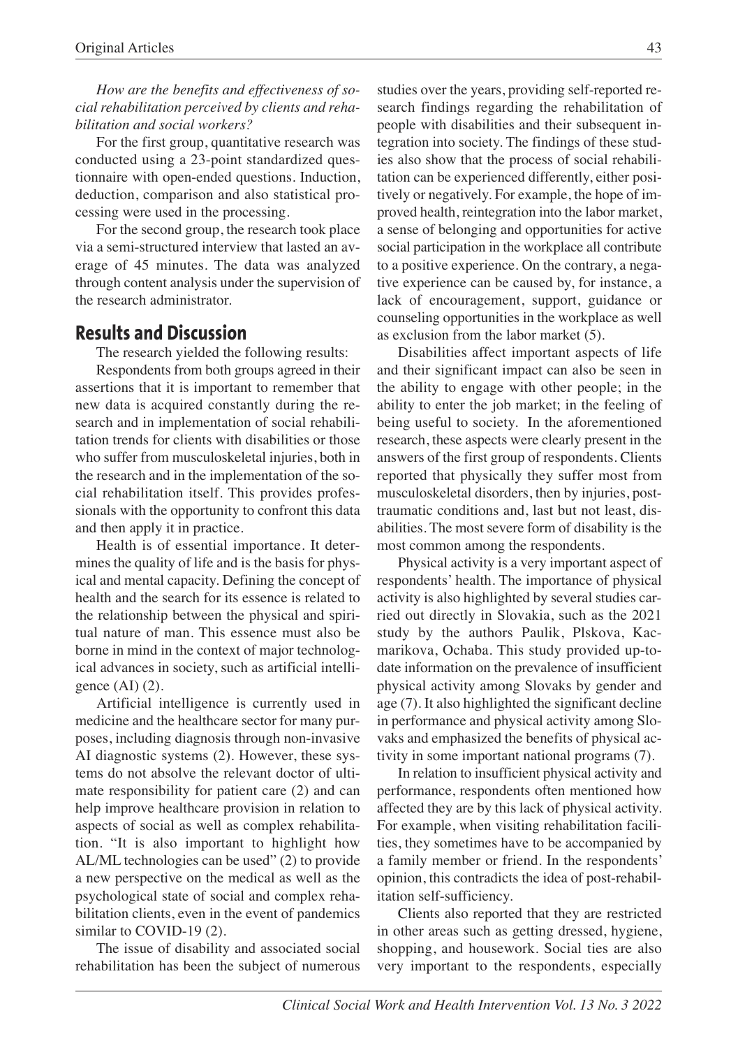*How are the benefits and effectiveness of social rehabilitation perceived by clients and rehabilitation and social workers?*

For the first group, quantitative research was conducted using a 23-point standardized questionnaire with open-ended questions. Induction, deduction, comparison and also statistical processing were used in the processing.

For the second group, the research took place via a semi-structured interview that lasted an average of 45 minutes. The data was analyzed through content analysis under the supervision of the research administrator.

## Results and Discussion

The research yielded the following results:

Respondents from both groups agreed in their assertions that it is important to remember that new data is acquired constantly during the research and in implementation of social rehabilitation trends for clients with disabilities or those who suffer from musculoskeletal injuries, both in the research and in the implementation of the social rehabilitation itself. This provides professionals with the opportunity to confront this data and then apply it in practice.

Health is of essential importance. It determines the quality of life and is the basis for physical and mental capacity. Defining the concept of health and the search for its essence is related to the relationship between the physical and spiritual nature of man. This essence must also be borne in mind in the context of major technological advances in society, such as artificial intelligence (AI) (2).

Artificial intelligence is currently used in medicine and the healthcare sector for many purposes, including diagnosis through non-invasive AI diagnostic systems (2). However, these systems do not absolve the relevant doctor of ultimate responsibility for patient care (2) and can help improve healthcare provision in relation to aspects of social as well as complex rehabilitation. "It is also important to highlight how AL/ML technologies can be used" (2) to provide a new perspective on the medical as well as the psychological state of social and complex rehabilitation clients, even in the event of pandemics similar to COVID-19 (2).

The issue of disability and associated social rehabilitation has been the subject of numerous studies over the years, providing self-reported research findings regarding the rehabilitation of people with disabilities and their subsequent integration into society. The findings of these studies also show that the process of social rehabilitation can be experienced differently, either positively or negatively. For example, the hope of improved health, reintegration into the labor market, a sense of belonging and opportunities for active social participation in the workplace all contribute to a positive experience. On the contrary, a negative experience can be caused by, for instance, a lack of encouragement, support, guidance or counseling opportunities in the workplace as well as exclusion from the labor market (5).

Disabilities affect important aspects of life and their significant impact can also be seen in the ability to engage with other people; in the ability to enter the job market; in the feeling of being useful to society. In the aforementioned research, these aspects were clearly present in the answers of the first group of respondents. Clients reported that physically they suffer most from musculoskeletal disorders, then by injuries, posttraumatic conditions and, last but not least, disabilities. The most severe form of disability is the most common among the respondents.

Physical activity is a very important aspect of respondents' health. The importance of physical activity is also highlighted by several studies carried out directly in Slovakia, such as the 2021 study by the authors Paulik, Plskova, Kacmarikova, Ochaba. This study provided up-to-date information on the prevalence of insufficient physical activity among Slovaks by gender and age (7). It also highlighted the significant decline in performance and physical activity among Slovaks and emphasized the benefits of physical activity in some important national programs (7).

In relation to insufficient physical activity and performance, respondents often mentioned how affected they are by this lack of physical activity. For example, when visiting rehabilitation facilities, they sometimes have to be accompanied by a family member or friend. In the respondents' opinion, this contradicts the idea of post-rehabilitation self-sufficiency.

Clients also reported that they are restricted in other areas such as getting dressed, hygiene, shopping, and housework. Social ties are also very important to the respondents, especially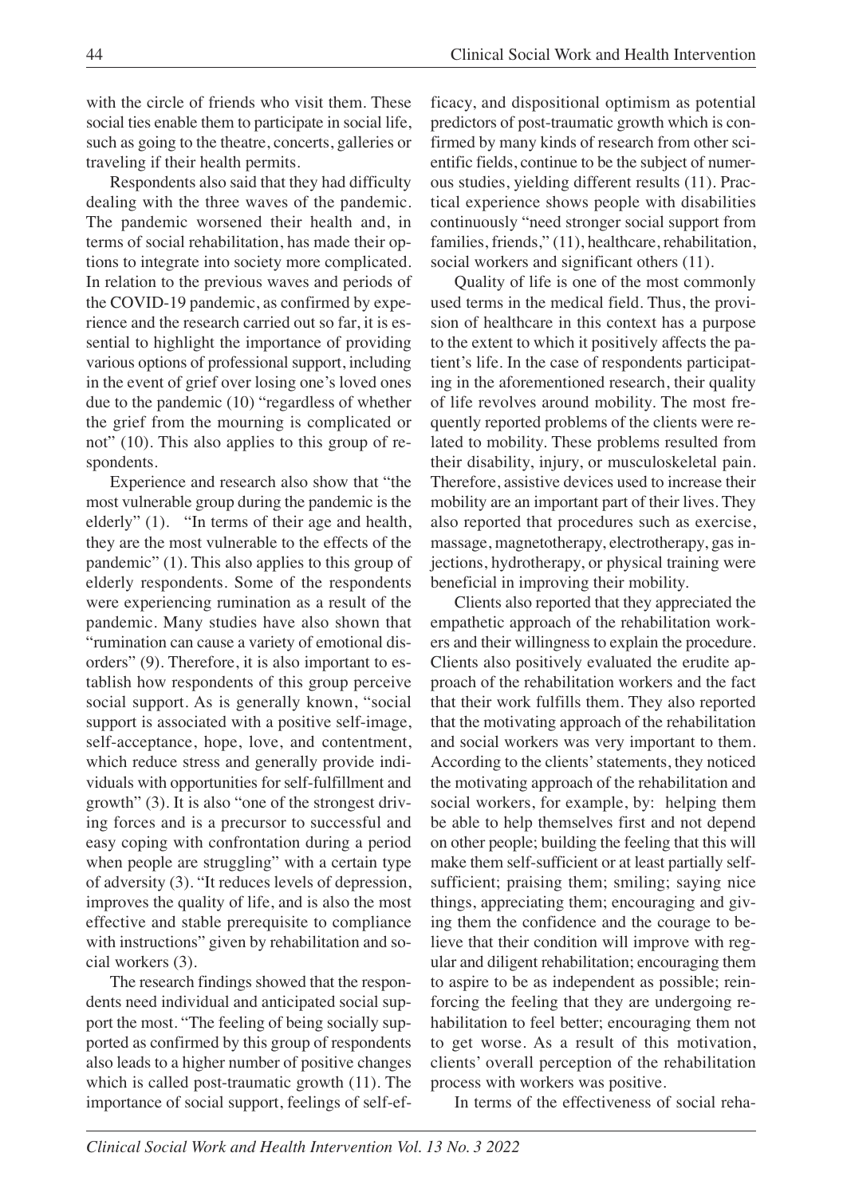with the circle of friends who visit them. These social ties enable them to participate in social life, such as going to the theatre, concerts, galleries or traveling if their health permits.

Respondents also said that they had difficulty dealing with the three waves of the pandemic. The pandemic worsened their health and, in terms of social rehabilitation, has made their options to integrate into society more complicated. In relation to the previous waves and periods of the COVID-19 pandemic, as confirmed by experience and the research carried out so far, it is essential to highlight the importance of providing various options of professional support, including in the event of grief over losing one's loved ones due to the pandemic (10) "regardless of whether the grief from the mourning is complicated or not" (10). This also applies to this group of respondents.

Experience and research also show that "the most vulnerable group during the pandemic is the elderly" (1). "In terms of their age and health, they are the most vulnerable to the effects of the pandemic" (1). This also applies to this group of elderly respondents. Some of the respondents were experiencing rumination as a result of the pandemic. Many studies have also shown that "rumination can cause a variety of emotional disorders" (9). Therefore, it is also important to establish how respondents of this group perceive social support. As is generally known, "social support is associated with a positive self-image, self-acceptance, hope, love, and contentment, which reduce stress and generally provide individuals with opportunities for self-fulfillment and growth" (3). It is also "one of the strongest driving forces and is a precursor to successful and easy coping with confrontation during a period when people are struggling" with a certain type of adversity (3). "It reduces levels of depression, improves the quality of life, and is also the most effective and stable prerequisite to compliance with instructions" given by rehabilitation and social workers (3).

The research findings showed that the respondents need individual and anticipated social support the most. "The feeling of being socially supported as confirmed by this group of respondents also leads to a higher number of positive changes which is called post-traumatic growth (11). The importance of social support, feelings of self-efficacy, and dispositional optimism as potential predictors of post-traumatic growth which is confirmed by many kinds of research from other scientific fields, continue to be the subject of numerous studies, yielding different results (11). Practical experience shows people with disabilities continuously "need stronger social support from families, friends," (11), healthcare, rehabilitation, social workers and significant others (11).

Quality of life is one of the most commonly used terms in the medical field. Thus, the provision of healthcare in this context has a purpose to the extent to which it positively affects the patient's life. In the case of respondents participating in the aforementioned research, their quality of life revolves around mobility. The most frequently reported problems of the clients were related to mobility. These problems resulted from their disability, injury, or musculoskeletal pain. Therefore, assistive devices used to increase their mobility are an important part of their lives. They also reported that procedures such as exercise, massage, magnetotherapy, electrotherapy, gas injections, hydrotherapy, or physical training were beneficial in improving their mobility.

Clients also reported that they appreciated the empathetic approach of the rehabilitation workers and their willingness to explain the procedure. Clients also positively evaluated the erudite approach of the rehabilitation workers and the fact that their work fulfills them. They also reported that the motivating approach of the rehabilitation and social workers was very important to them. According to the clients' statements, they noticed the motivating approach of the rehabilitation and social workers, for example, by: helping them be able to help themselves first and not depend on other people; building the feeling that this will make them self-sufficient or at least partially self-sufficient; praising them; smiling; saying nice things, appreciating them; encouraging and giving them the confidence and the courage to believe that their condition will improve with regular and diligent rehabilitation; encouraging them to aspire to be as independent as possible; reinforcing the feeling that they are undergoing rehabilitation to feel better; encouraging them not to get worse. As a result of this motivation, clients' overall perception of the rehabilitation process with workers was positive.

In terms of the effectiveness of social reha-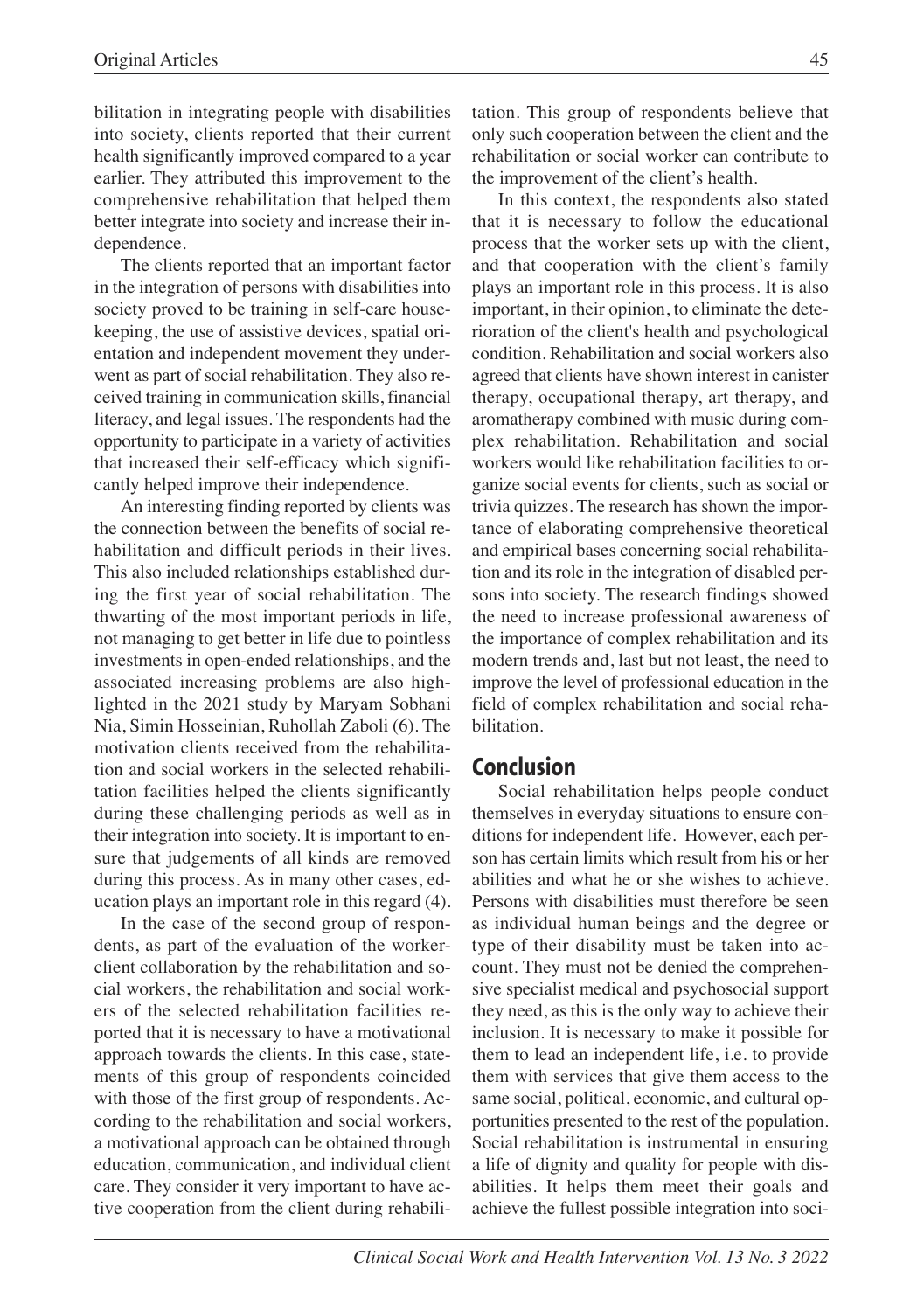bilitation in integrating people with disabilities into society, clients reported that their current health significantly improved compared to a year earlier. They attributed this improvement to the comprehensive rehabilitation that helped them better integrate into society and increase their independence.

The clients reported that an important factor in the integration of persons with disabilities into society proved to be training in self-care housekeeping, the use of assistive devices, spatial orientation and independent movement they underwent as part of social rehabilitation. They also received training in communication skills, financial literacy, and legal issues. The respondents had the opportunity to participate in a variety of activities that increased their self-efficacy which significantly helped improve their independence.

An interesting finding reported by clients was the connection between the benefits of social rehabilitation and difficult periods in their lives. This also included relationships established during the first year of social rehabilitation. The thwarting of the most important periods in life, not managing to get better in life due to pointless investments in open-ended relationships, and the associated increasing problems are also highlighted in the 2021 study by Maryam Sobhani Nia, Simin Hosseinian, Ruhollah Zaboli (6). The motivation clients received from the rehabilitation and social workers in the selected rehabilitation facilities helped the clients significantly during these challenging periods as well as in their integration into society. It is important to ensure that judgements of all kinds are removed during this process. As in many other cases, education plays an important role in this regard (4).

In the case of the second group of respondents, as part of the evaluation of the worker-client collaboration by the rehabilitation and social workers, the rehabilitation and social workers of the selected rehabilitation facilities reported that it is necessary to have a motivational approach towards the clients. In this case, statements of this group of respondents coincided with those of the first group of respondents. According to the rehabilitation and social workers, a motivational approach can be obtained through education, communication, and individual client care. They consider it very important to have active cooperation from the client during rehabilitation. This group of respondents believe that only such cooperation between the client and the rehabilitation or social worker can contribute to the improvement of the client's health.

In this context, the respondents also stated that it is necessary to follow the educational process that the worker sets up with the client, and that cooperation with the client's family plays an important role in this process. It is also important, in their opinion, to eliminate the deterioration of the client's health and psychological condition. Rehabilitation and social workers also agreed that clients have shown interest in canister therapy, occupational therapy, art therapy, and aromatherapy combined with music during complex rehabilitation. Rehabilitation and social workers would like rehabilitation facilities to organize social events for clients, such as social or trivia quizzes. The research has shown the importance of elaborating comprehensive theoretical and empirical bases concerning social rehabilitation and its role in the integration of disabled persons into society. The research findings showed the need to increase professional awareness of the importance of complex rehabilitation and its modern trends and, last but not least, the need to improve the level of professional education in the field of complex rehabilitation and social rehabilitation.

## Conclusion

Social rehabilitation helps people conduct themselves in everyday situations to ensure conditions for independent life. However, each person has certain limits which result from his or her abilities and what he or she wishes to achieve. Persons with disabilities must therefore be seen as individual human beings and the degree or type of their disability must be taken into account. They must not be denied the comprehensive specialist medical and psychosocial support they need, as this is the only way to achieve their inclusion. It is necessary to make it possible for them to lead an independent life, i.e. to provide them with services that give them access to the same social, political, economic, and cultural opportunities presented to the rest of the population. Social rehabilitation is instrumental in ensuring a life of dignity and quality for people with disabilities. It helps them meet their goals and achieve the fullest possible integration into soci-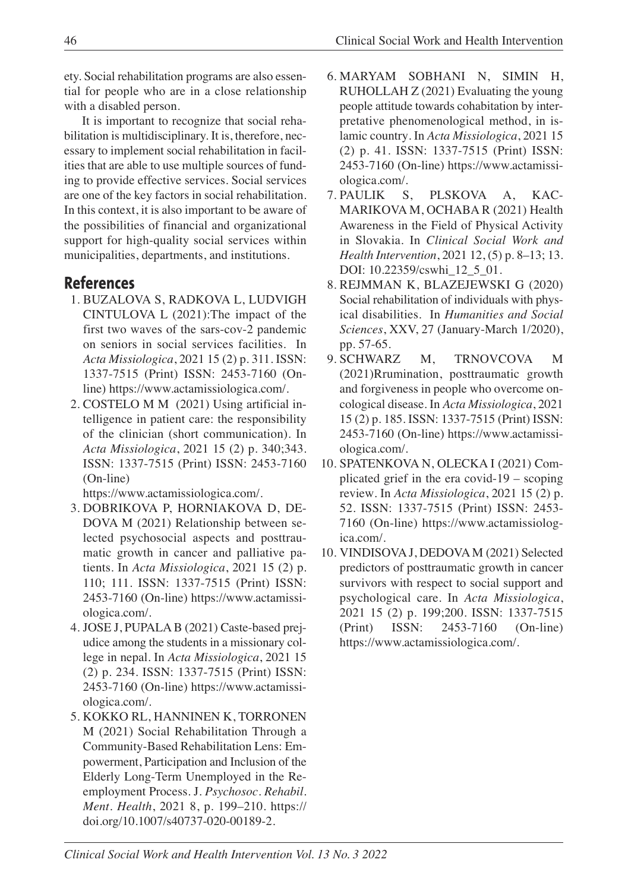ety. Social rehabilitation programs are also essential for people who are in a close relationship with a disabled person.

It is important to recognize that social rehabilitation is multidisciplinary. It is, therefore, necessary to implement social rehabilitation in facilities that are able to use multiple sources of funding to provide effective services. Social services are one of the key factors in social rehabilitation. In this context, it is also important to be aware of the possibilities of financial and organizational support for high-quality social services within municipalities, departments, and institutions.

## References

1. BUZALOVA S, RADKOVA L, LUDVIGH CINTULOVA L (2021):The impact of the first two waves of the sars-cov-2 pandemic on seniors in social services facilities. In *Acta Missiologica*, 2021 15 (2) p. 311. ISSN: 1337-7515 (Print) ISSN: 2453-7160 (On-line) https://www.actamissiologica.com/.
2. COSTELO M M (2021) Using artificial intelligence in patient care: the responsibility of the clinician (short communication). In *Acta Missiologica*, 2021 15 (2) p. 340;343. ISSN: 1337-7515 (Print) ISSN: 2453-7160 (On-line) https://www.actamissiologica.com/.
3. DOBRIKOVA P, HORNIAKOVA D, DEDOVA M (2021) Relationship between selected psychosocial aspects and posttraumatic growth in cancer and palliative patients. In *Acta Missiologica*, 2021 15 (2) p. 110; 111. ISSN: 1337-7515 (Print) ISSN: 2453-7160 (On-line) https://www.actamissiologica.com/.
4. JOSE J, PUPALA B (2021) Caste-based prejudice among the students in a missionary college in nepal. In *Acta Missiologica*, 2021 15 (2) p. 234. ISSN: 1337-7515 (Print) ISSN: 2453-7160 (On-line) https://www.actamissiologica.com/.
5. KOKKO RL, HANNINEN K, TORRONEN M (2021) Social Rehabilitation Through a Community-Based Rehabilitation Lens: Empowerment, Participation and Inclusion of the Elderly Long-Term Unemployed in the Reemployment Process. J. *Psychosoc. Rehabil. Ment. Health*, 2021 8, p. 199–210. https://doi.org/10.1007/s40737-020-00189-2.
6. MARYAM SOBHANI N, SIMIN H, RUHOLLAH Z (2021) Evaluating the young people attitude towards cohabitation by interpretative phenomenological method, in islamic country. In *Acta Missiologica*, 2021 15 (2) p. 41. ISSN: 1337-7515 (Print) ISSN: 2453-7160 (On-line) https://www.actamissiologica.com/.
7. PAULIK S, PLSKOVA A, KACMARIKOVA M, OCHABA R (2021) Health Awareness in the Field of Physical Activity in Slovakia. In *Clinical Social Work and Health Intervention*, 2021 12, (5) p. 8–13; 13. DOI: 10.22359/cswhi_12_5_01.
8. REJMMAN K, BLAZEJEWSKI G (2020) Social rehabilitation of individuals with physical disabilities. In *Humanities and Social Sciences*, XXV, 27 (January-March 1/2020), pp. 57-65.
9. SCHWARZ M, TRNOVCOVA M (2021)Rrumination, posttraumatic growth and forgiveness in people who overcome oncological disease. In *Acta Missiologica*, 2021 15 (2) p. 185. ISSN: 1337-7515 (Print) ISSN: 2453-7160 (On-line) https://www.actamissiologica.com/.
10. SPATENKOVA N, OLECKA I (2021) Complicated grief in the era covid-19 – scoping review. In *Acta Missiologica*, 2021 15 (2) p. 52. ISSN: 1337-7515 (Print) ISSN: 2453-7160 (On-line) https://www.actamissiologica.com/.
10. VINDISOVA J, DEDOVA M (2021) Selected predictors of posttraumatic growth in cancer survivors with respect to social support and psychological care. In *Acta Missiologica*, 2021 15 (2) p. 199;200. ISSN: 1337-7515 (Print) ISSN: 2453-7160 (On-line) https://www.actamissiologica.com/.